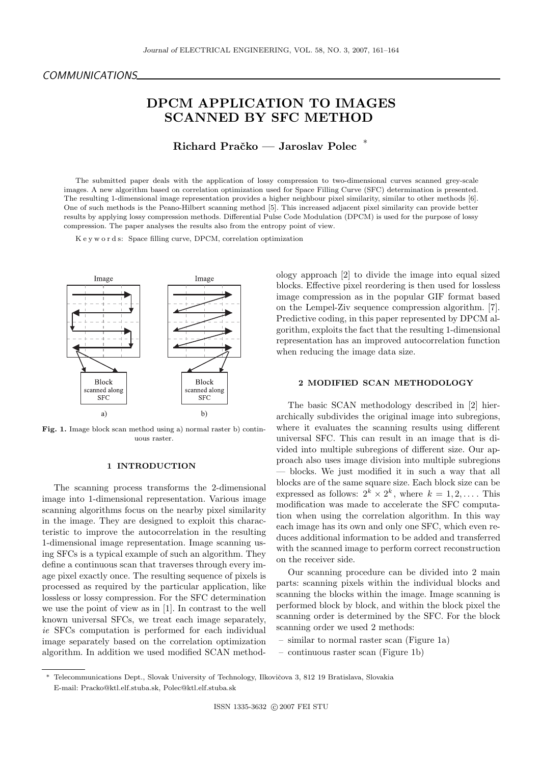COMMUNICATIONS

# DPCM APPLICATION TO IMAGES SCANNED BY SFC METHOD

**Richard Pračko — Jaroslav Polec** *

The submitted paper deals with the application of lossy compression to two-dimensional curves scanned grey-scale images. A new algorithm based on correlation optimization used for Space Filling Curve (SFC) determination is presented. The resulting 1-dimensional image representation provides a higher neighbour pixel similarity, similar to other methods [6]. One of such methods is the Peano-Hilbert scanning method [5]. This increased adjacent pixel similarity can provide better results by applying lossy compression methods. Differential Pulse Code Modulation (DPCM) is used for the purpose of lossy compression. The paper analyses the results also from the entropy point of view.

K e y w o r d s: Space filling curve, DPCM, correlation optimization

**Fig. 1.** Image block scan method using a) normal raster b) continuous raster.

## 1 INTRODUCTION

The scanning process transforms the 2-dimensional image into 1-dimensional representation. Various image scanning algorithms focus on the nearby pixel similarity in the image. They are designed to exploit this characteristic to improve the autocorrelation in the resulting 1-dimensional image representation. Image scanning using SFCs is a typical example of such an algorithm. They define a continuous scan that traverses through every image pixel exactly once. The resulting sequence of pixels is processed as required by the particular application, like lossless or lossy compression. For the SFC determination we use the point of view as in [1]. In contrast to the well known universal SFCs, we treat each image separately, *ie* SFCs computation is performed for each individual image separately based on the correlation optimization algorithm. In addition we used modified SCAN methodology approach [2] to divide the image into equal sized blocks. Effective pixel reordering is then used for lossless image compression as in the popular GIF format based on the Lempel-Ziv sequence compression algorithm. [7]. Predictive coding, in this paper represented by DPCM algorithm, exploits the fact that the resulting 1-dimensional representation has an improved autocorrelation function when reducing the image data size.

## 2 MODIFIED SCAN METHODOLOGY

The basic SCAN methodology described in [2] hierarchically subdivides the original image into subregions, where it evaluates the scanning results using different universal SFC. This can result in an image that is divided into multiple subregions of different size. Our approach also uses image division into multiple subregions — blocks. We just modified it in such a way that all blocks are of the same square size. Each block size can be expressed as follows: $2^k \times 2^k$, where $k = 1, 2, \ldots$. This modification was made to accelerate the SFC computation when using the correlation algorithm. In this way each image has its own and only one SFC, which even reduces additional information to be added and transferred with the scanned image to perform correct reconstruction on the receiver side.

Our scanning procedure can be divided into 2 main parts: scanning pixels within the individual blocks and scanning the blocks within the image. Image scanning is performed block by block, and within the block pixel the scanning order is determined by the SFC. For the block scanning order we used 2 methods:

- similar to normal raster scan (Figure 1a)
- continuous raster scan (Figure 1b)

---

* Telecommunications Dept., Slovak University of Technology, Ilkovičova 3, 812 19 Bratislava, Slovakia
E-mail: Pracko@ktl.elf.stuba.sk, Polec@ktl.elf.stuba.sk

ISSN 1335-3632 © 2007 FEI STU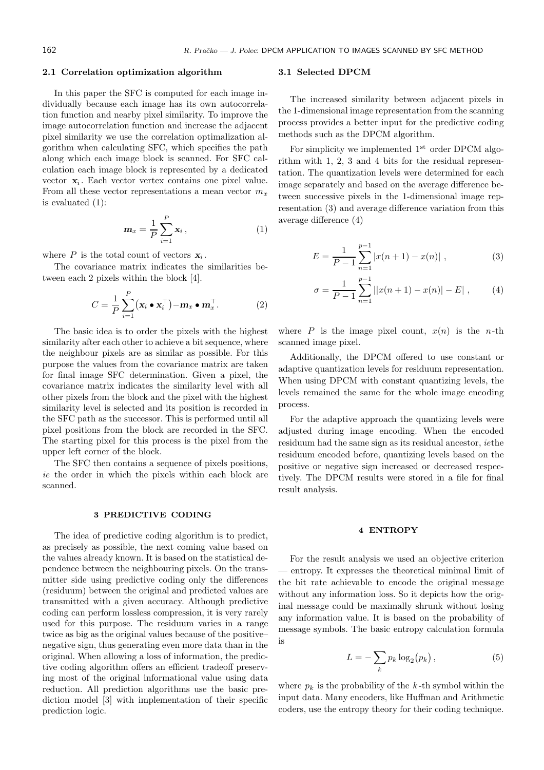### 2.1 Correlation optimization algorithm

In this paper the SFC is computed for each image individually because each image has its own autocorrelation function and nearby pixel similarity. To improve the image autocorrelation function and increase the adjacent pixel similarity we use the correlation optimalization algorithm when calculating SFC, which specifies the path along which each image block is scanned. For SFC calculation each image block is represented by a dedicated vector $\mathbf{x}_i$. Each vector vertex contains one pixel value. From all these vector representations a mean vector $m_x$ is evaluated (1):

$$\boldsymbol{m}_x = \frac{1}{P}\sum_{i=1}^{P}\mathbf{x}_i\,, \tag{1}$$

where $P$ is the total count of vectors $\mathbf{x}_i$.

The covariance matrix indicates the similarities between each 2 pixels within the block [4].

$$C = \frac{1}{P}\sum_{i=1}^{P}\big(\mathbf{x}_i \bullet \mathbf{x}_i^{\top}\big) - \boldsymbol{m}_x \bullet \boldsymbol{m}_x^{\top}. \tag{2}$$

The basic idea is to order the pixels with the highest similarity after each other to achieve a bit sequence, where the neighbour pixels are as similar as possible. For this purpose the values from the covariance matrix are taken for final image SFC determination. Given a pixel, the covariance matrix indicates the similarity level with all other pixels from the block and the pixel with the highest similarity level is selected and its position is recorded in the SFC path as the successor. This is performed until all pixel positions from the block are recorded in the SFC. The starting pixel for this process is the pixel from the upper left corner of the block.

The SFC then contains a sequence of pixels positions, *ie* the order in which the pixels within each block are scanned.

## 3 PREDICTIVE CODING

The idea of predictive coding algorithm is to predict, as precisely as possible, the next coming value based on the values already known. It is based on the statistical dependence between the neighbouring pixels. On the transmitter side using predictive coding only the differences (residuum) between the original and predicted values are transmitted with a given accuracy. Although predictive coding can perform lossless compression, it is very rarely used for this purpose. The residuum varies in a range twice as big as the original values because of the positive–negative sign, thus generating even more data than in the original. When allowing a loss of information, the predictive coding algorithm offers an efficient tradeoff preserving most of the original informational value using data reduction. All prediction algorithms use the basic prediction model [3] with implementation of their specific prediction logic.

### 3.1 Selected DPCM

The increased similarity between adjacent pixels in the 1-dimensional image representation from the scanning process provides a better input for the predictive coding methods such as the DPCM algorithm.

For simplicity we implemented 1st order DPCM algorithm with 1, 2, 3 and 4 bits for the residual representation. The quantization levels were determined for each image separately and based on the average difference between successive pixels in the 1-dimensional image representation (3) and average difference variation from this average difference (4)

$$E = \frac{1}{P-1}\sum_{n=1}^{p-1}\left|x(n+1) - x(n)\right|\,, \tag{3}$$

$$\sigma = \frac{1}{P-1}\sum_{n=1}^{p-1}\left|\left|x(n+1) - x(n)\right| - E\right|\,, \tag{4}$$

where $P$ is the image pixel count, $x(n)$ is the $n$-th scanned image pixel.

Additionally, the DPCM offered to use constant or adaptive quantization levels for residuum representation. When using DPCM with constant quantizing levels, the levels remained the same for the whole image encoding process.

For the adaptive approach the quantizing levels were adjusted during image encoding. When the encoded residuum had the same sign as its residual ancestor, *ie*the residuum encoded before, quantizing levels based on the positive or negative sign increased or decreased respectively. The DPCM results were stored in a file for final result analysis.

## 4 ENTROPY

For the result analysis we used an objective criterion — entropy. It expresses the theoretical minimal limit of the bit rate achievable to encode the original message without any information loss. So it depicts how the original message could be maximally shrunk without losing any information value. It is based on the probability of message symbols. The basic entropy calculation formula is

$$L = -\sum_{k} p_k \log_2\big(p_k\big)\,, \tag{5}$$

where $p_k$ is the probability of the $k$-th symbol within the input data. Many encoders, like Huffman and Arithmetic coders, use the entropy theory for their coding technique.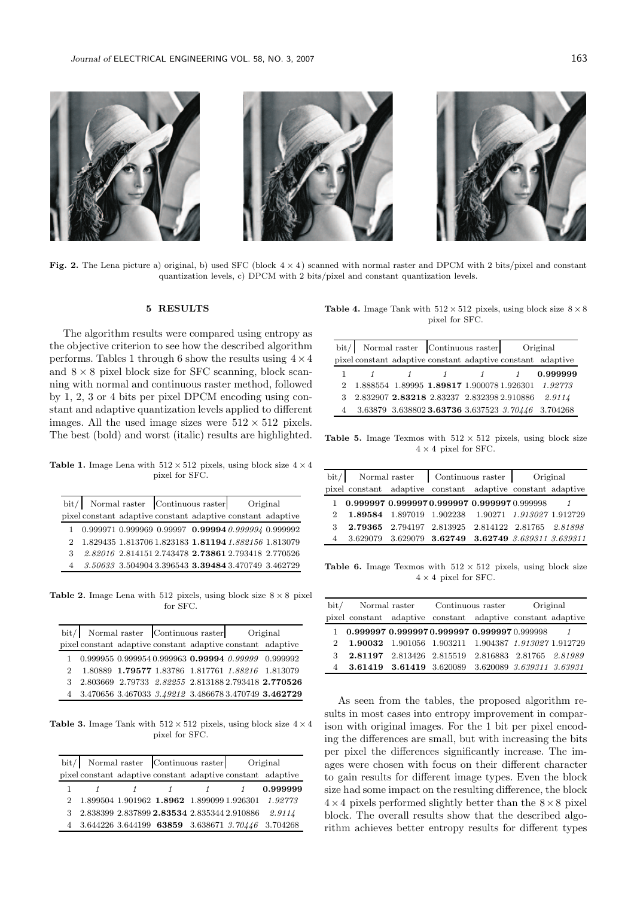**Fig. 2.** The Lena picture a) original, b) used SFC (block $4 \times 4$) scanned with normal raster and DPCM with 2 bits/pixel and constant quantization levels, c) DPCM with 2 bits/pixel and constant quantization levels.

## 5 RESULTS

The algorithm results were compared using entropy as the objective criterion to see how the described algorithm performs. Tables 1 through 6 show the results using $4 \times 4$ and $8 \times 8$ pixel block size for SFC scanning, block scanning with normal and continuous raster method, followed by 1, 2, 3 or 4 bits per pixel DPCM encoding using constant and adaptive quantization levels applied to different images. All the used image sizes were $512 \times 512$ pixels. The best (bold) and worst (italic) results are highlighted.

**Table 1.** Image Lena with $512 \times 512$ pixels, using block size $4 \times 4$ pixel for SFC.

| bit/ | Normal raster | | Continuous raster | | Original | |
|---|---|---|---|---|---|---|
| pixel | constant | adaptive | constant | adaptive | constant | adaptive |
| 1 | 0.999971 | 0.999969 | 0.99997 | **0.99994** | *0.999994* | 0.999992 |
| 2 | 1.829435 | 1.813706 | 1.823183 | **1.81194** | *1.882156* | 1.813079 |
| 3 | *2.82016* | 2.814151 | 2.743478 | **2.73861** | 2.793418 | 2.770526 |
| 4 | *3.50633* | 3.504904 | 3.396543 | **3.39484** | 3.470749 | 3.462729 |

**Table 2.** Image Lena with 512 pixels, using block size $8 \times 8$ pixel for SFC.

| bit/ | Normal raster | | Continuous raster | | Original | |
|---|---|---|---|---|---|---|
| pixel | constant | adaptive | constant | adaptive | constant | adaptive |
| 1 | 0.999955 | 0.999954 | 0.999963 | **0.99994** | *0.99999* | 0.999992 |
| 2 | 1.80889 | **1.79577** | 1.83786 | 1.817761 | *1.88216* | 1.813079 |
| 3 | 2.803669 | 2.79733 | *2.82255* | 2.813188 | 2.793418 | **2.770526** |
| 4 | 3.470656 | 3.467033 | *3.49212* | 3.486678 | 3.470749 | **3.462729** |

**Table 3.** Image Tank with $512 \times 512$ pixels, using block size $4 \times 4$ pixel for SFC.

| bit/ | Normal raster | | Continuous raster | | Original | |
|---|---|---|---|---|---|---|
| pixel | constant | adaptive | constant | adaptive | constant | adaptive |
| 1 | *1* | *1* | *1* | *1* | *1* | **0.999999** |
| 2 | 1.899504 | 1.901962 | **1.8962** | 1.899099 | 1.926301 | *1.92773* |
| 3 | 2.838399 | 2.837899 | **2.83534** | 2.835344 | 2.910886 | *2.9114* |
| 4 | 3.644226 | 3.644199 | **63859** | 3.638671 | *3.70446* | 3.704268 |

**Table 4.** Image Tank with $512 \times 512$ pixels, using block size $8 \times 8$ pixel for SFC.

| bit/ | Normal raster | | Continuous raster | | Original | |
|---|---|---|---|---|---|---|
| pixel | constant | adaptive | constant | adaptive | constant | adaptive |
| 1 | *1* | *1* | *1* | *1* | *1* | **0.999999** |
| 2 | 1.888554 | 1.89995 | **1.89817** | 1.900078 | 1.926301 | *1.92773* |
| 3 | 2.832907 | **2.83218** | 2.83237 | 2.832398 | 2.910886 | *2.9114* |
| 4 | 3.63879 | 3.638802 | **3.63736** | 3.637523 | *3.70446* | 3.704268 |

**Table 5.** Image Texmos with $512 \times 512$ pixels, using block size $4 \times 4$ pixel for SFC.

| bit/ | Normal raster | | Continuous raster | | Original | |
|---|---|---|---|---|---|---|
| pixel | constant | adaptive | constant | adaptive | constant | adaptive |
| 1 | **0.999997** | **0.999997** | **0.999997** | **0.999997** | 0.999998 | *1* |
| 2 | **1.89584** | 1.897019 | 1.902238 | 1.90271 | *1.913027* | 1.912729 |
| 3 | **2.79365** | 2.794197 | 2.813925 | 2.814122 | 2.81765 | *2.81898* |
| 4 | 3.629079 | 3.629079 | **3.62749** | **3.62749** | *3.639311* | *3.639311* |

**Table 6.** Image Texmos with $512 \times 512$ pixels, using block size $4 \times 4$ pixel for SFC.

| bit/ | Normal raster | | Continuous raster | | Original | |
|---|---|---|---|---|---|---|
| pixel | constant | adaptive | constant | adaptive | constant | adaptive |
| 1 | **0.999997** | **0.999997** | **0.999997** | **0.999997** | 0.999998 | *1* |
| 2 | **1.90032** | 1.901056 | 1.903211 | 1.904387 | *1.913027* | 1.912729 |
| 3 | **2.81197** | 2.813426 | 2.815519 | 2.816883 | 2.81765 | *2.81989* |
| 4 | **3.61419** | **3.61419** | 3.620089 | 3.620089 | *3.639311* | *3.63931* |

As seen from the tables, the proposed algorithm results in most cases into entropy improvement in comparison with original images. For the 1 bit per pixel encoding the differences are small, but with increasing the bits per pixel the differences significantly increase. The images were chosen with focus on their different character to gain results for different image types. Even the block size had some impact on the resulting difference, the block $4 \times 4$ pixels performed slightly better than the $8 \times 8$ pixel block. The overall results show that the described algorithm achieves better entropy results for different types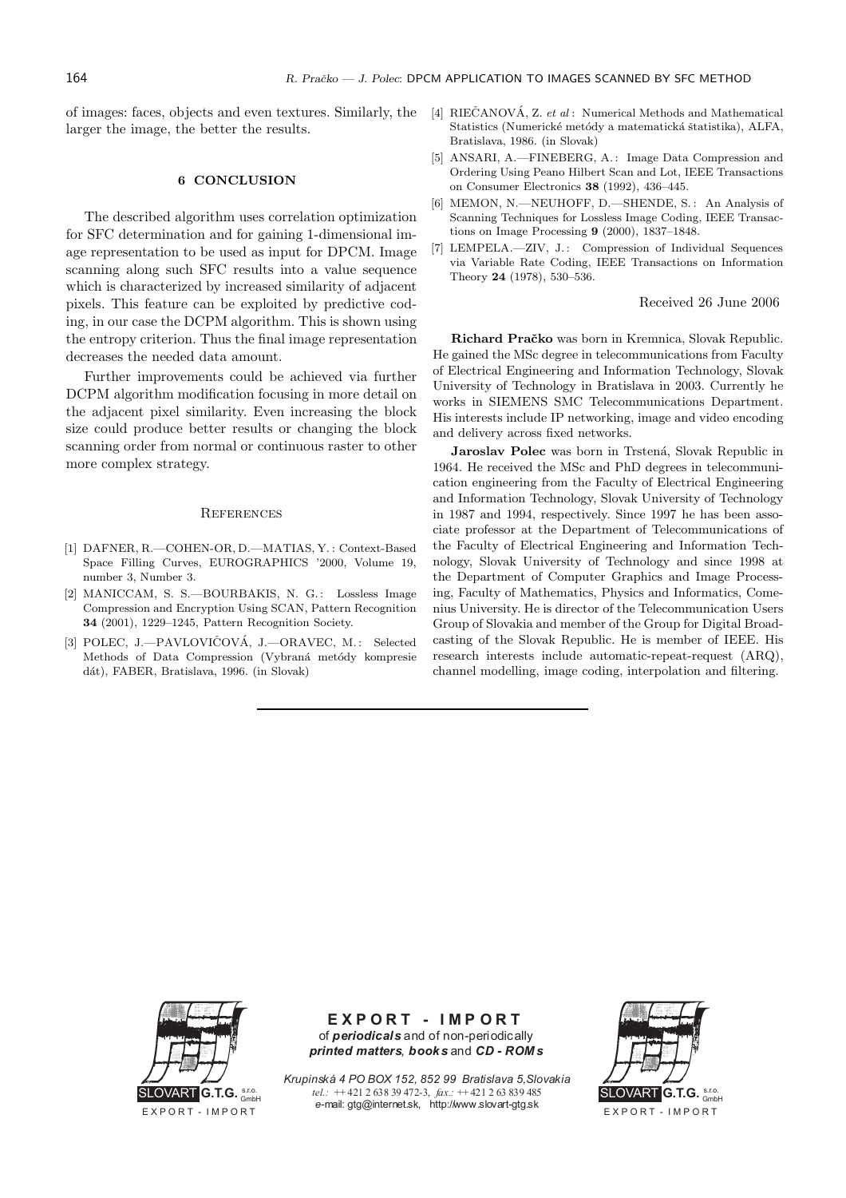of images: faces, objects and even textures. Similarly, the larger the image, the better the results.

## 6 CONCLUSION

The described algorithm uses correlation optimization for SFC determination and for gaining 1-dimensional image representation to be used as input for DPCM. Image scanning along such SFC results into a value sequence which is characterized by increased similarity of adjacent pixels. This feature can be exploited by predictive coding, in our case the DCPM algorithm. This is shown using the entropy criterion. Thus the final image representation decreases the needed data amount.

Further improvements could be achieved via further DCPM algorithm modification focusing in more detail on the adjacent pixel similarity. Even increasing the block size could produce better results or changing the block scanning order from normal or continuous raster to other more complex strategy.

## References

[1] DAFNER, R.—COHEN-OR, D.—MATIAS, Y. : Context-Based Space Filling Curves, EUROGRAPHICS '2000, Volume 19, number 3, Number 3.

[2] MANICCAM, S. S.—BOURBAKIS, N. G. : Lossless Image Compression and Encryption Using SCAN, Pattern Recognition **34** (2001), 1229–1245, Pattern Recognition Society.

[3] POLEC, J.—PAVLOVIČOVÁ, J.—ORAVEC, M. : Selected Methods of Data Compression (Vybraná metódy kompresie dát), FABER, Bratislava, 1996. (in Slovak)

[4] RIEČANOVÁ, Z. *et al* : Numerical Methods and Mathematical Statistics (Numerické metódy a matematická štatistika), ALFA, Bratislava, 1986. (in Slovak)

[5] ANSARI, A.—FINEBERG, A. : Image Data Compression and Ordering Using Peano Hilbert Scan and Lot, IEEE Transactions on Consumer Electronics **38** (1992), 436–445.

[6] MEMON, N.—NEUHOFF, D.—SHENDE, S. : An Analysis of Scanning Techniques for Lossless Image Coding, IEEE Transactions on Image Processing **9** (2000), 1837–1848.

[7] LEMPELA.—ZIV, J. : Compression of Individual Sequences via Variable Rate Coding, IEEE Transactions on Information Theory **24** (1978), 530–536.

Received 26 June 2006

**Richard Pračko** was born in Kremnica, Slovak Republic. He gained the MSc degree in telecommunications from Faculty of Electrical Engineering and Information Technology, Slovak University of Technology in Bratislava in 2003. Currently he works in SIEMENS SMC Telecommunications Department. His interests include IP networking, image and video encoding and delivery across fixed networks.

**Jaroslav Polec** was born in Trstená, Slovak Republic in 1964. He received the MSc and PhD degrees in telecommunication engineering from the Faculty of Electrical Engineering and Information Technology, Slovak University of Technology in 1987 and 1994, respectively. Since 1997 he has been associate professor at the Department of Telecommunications of the Faculty of Electrical Engineering and Information Technology, Slovak University of Technology and since 1998 at the Department of Computer Graphics and Image Processing, Faculty of Mathematics, Physics and Informatics, Comenius University. He is director of the Telecommunication Users Group of Slovakia and member of the Group for Digital Broadcasting of the Slovak Republic. He is member of IEEE. His research interests include automatic-repeat-request (ARQ), channel modelling, image coding, interpolation and filtering.

SLOVART G.T.G. s.r.o. GmbH
EXPORT - IMPORT

**EXPORT - IMPORT**
of ***periodicals*** and of non-periodically ***printed matters***, ***books*** and ***CD - ROMs***

*Krupinská 4 PO BOX 152, 852 99 Bratislava 5, Slovakia*
*tel.:* ++421 2 638 39 472-3, *fax.:* ++421 2 63 839 485
e-mail: gtg@internet.sk, http://www.slovart-gtg.sk

SLOVART G.T.G. s.r.o. GmbH
EXPORT - IMPORT